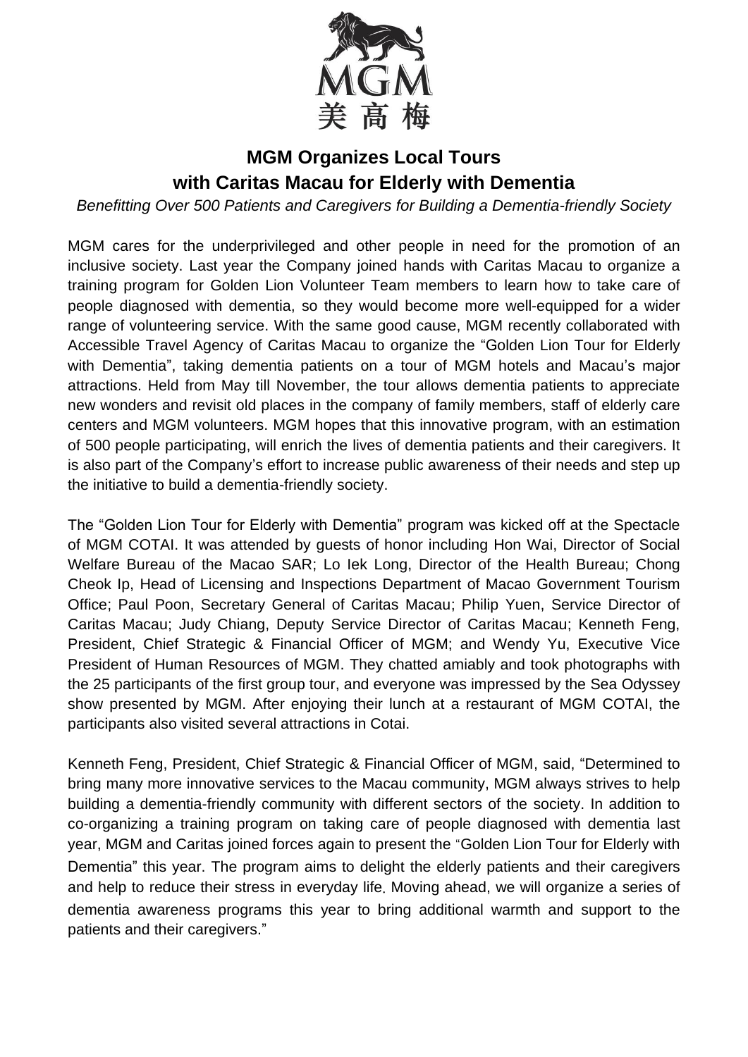MGM
美高梅

# MGM Organizes Local Tours with Caritas Macau for Elderly with Dementia

*Benefitting Over 500 Patients and Caregivers for Building a Dementia-friendly Society*

MGM cares for the underprivileged and other people in need for the promotion of an inclusive society. Last year the Company joined hands with Caritas Macau to organize a training program for Golden Lion Volunteer Team members to learn how to take care of people diagnosed with dementia, so they would become more well-equipped for a wider range of volunteering service. With the same good cause, MGM recently collaborated with Accessible Travel Agency of Caritas Macau to organize the "Golden Lion Tour for Elderly with Dementia", taking dementia patients on a tour of MGM hotels and Macau's major attractions. Held from May till November, the tour allows dementia patients to appreciate new wonders and revisit old places in the company of family members, staff of elderly care centers and MGM volunteers. MGM hopes that this innovative program, with an estimation of 500 people participating, will enrich the lives of dementia patients and their caregivers. It is also part of the Company's effort to increase public awareness of their needs and step up the initiative to build a dementia-friendly society.

The "Golden Lion Tour for Elderly with Dementia" program was kicked off at the Spectacle of MGM COTAI. It was attended by guests of honor including Hon Wai, Director of Social Welfare Bureau of the Macao SAR; Lo Iek Long, Director of the Health Bureau; Chong Cheok Ip, Head of Licensing and Inspections Department of Macao Government Tourism Office; Paul Poon, Secretary General of Caritas Macau; Philip Yuen, Service Director of Caritas Macau; Judy Chiang, Deputy Service Director of Caritas Macau; Kenneth Feng, President, Chief Strategic & Financial Officer of MGM; and Wendy Yu, Executive Vice President of Human Resources of MGM. They chatted amiably and took photographs with the 25 participants of the first group tour, and everyone was impressed by the Sea Odyssey show presented by MGM. After enjoying their lunch at a restaurant of MGM COTAI, the participants also visited several attractions in Cotai.

Kenneth Feng, President, Chief Strategic & Financial Officer of MGM, said, "Determined to bring many more innovative services to the Macau community, MGM always strives to help building a dementia-friendly community with different sectors of the society. In addition to co-organizing a training program on taking care of people diagnosed with dementia last year, MGM and Caritas joined forces again to present the "Golden Lion Tour for Elderly with Dementia" this year. The program aims to delight the elderly patients and their caregivers and help to reduce their stress in everyday life. Moving ahead, we will organize a series of dementia awareness programs this year to bring additional warmth and support to the patients and their caregivers."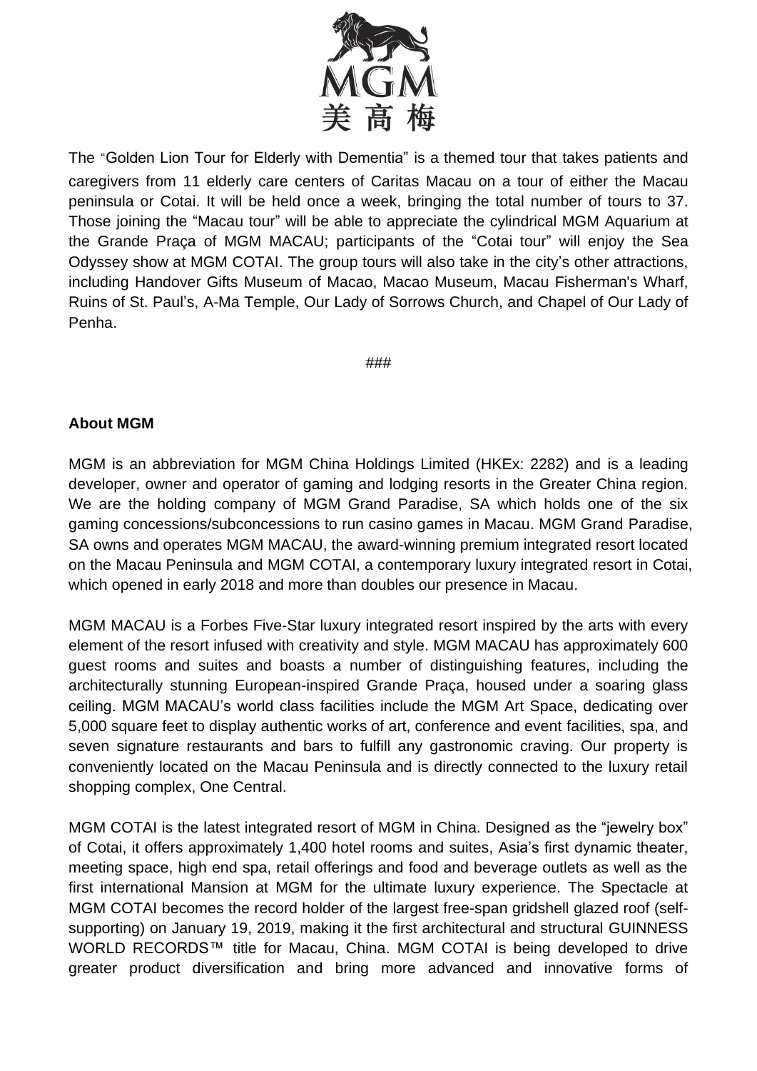The "Golden Lion Tour for Elderly with Dementia" is a themed tour that takes patients and caregivers from 11 elderly care centers of Caritas Macau on a tour of either the Macau peninsula or Cotai. It will be held once a week, bringing the total number of tours to 37. Those joining the "Macau tour" will be able to appreciate the cylindrical MGM Aquarium at the Grande Praça of MGM MACAU; participants of the "Cotai tour" will enjoy the Sea Odyssey show at MGM COTAI. The group tours will also take in the city's other attractions, including Handover Gifts Museum of Macao, Macao Museum, Macau Fisherman's Wharf, Ruins of St. Paul's, A-Ma Temple, Our Lady of Sorrows Church, and Chapel of Our Lady of Penha.

###

**About MGM**

MGM is an abbreviation for MGM China Holdings Limited (HKEx: 2282) and is a leading developer, owner and operator of gaming and lodging resorts in the Greater China region. We are the holding company of MGM Grand Paradise, SA which holds one of the six gaming concessions/subconcessions to run casino games in Macau. MGM Grand Paradise, SA owns and operates MGM MACAU, the award-winning premium integrated resort located on the Macau Peninsula and MGM COTAI, a contemporary luxury integrated resort in Cotai, which opened in early 2018 and more than doubles our presence in Macau.

MGM MACAU is a Forbes Five-Star luxury integrated resort inspired by the arts with every element of the resort infused with creativity and style. MGM MACAU has approximately 600 guest rooms and suites and boasts a number of distinguishing features, including the architecturally stunning European-inspired Grande Praça, housed under a soaring glass ceiling. MGM MACAU's world class facilities include the MGM Art Space, dedicating over 5,000 square feet to display authentic works of art, conference and event facilities, spa, and seven signature restaurants and bars to fulfill any gastronomic craving. Our property is conveniently located on the Macau Peninsula and is directly connected to the luxury retail shopping complex, One Central.

MGM COTAI is the latest integrated resort of MGM in China. Designed as the "jewelry box" of Cotai, it offers approximately 1,400 hotel rooms and suites, Asia's first dynamic theater, meeting space, high end spa, retail offerings and food and beverage outlets as well as the first international Mansion at MGM for the ultimate luxury experience. The Spectacle at MGM COTAI becomes the record holder of the largest free-span gridshell glazed roof (self-supporting) on January 19, 2019, making it the first architectural and structural GUINNESS WORLD RECORDS™ title for Macau, China. MGM COTAI is being developed to drive greater product diversification and bring more advanced and innovative forms of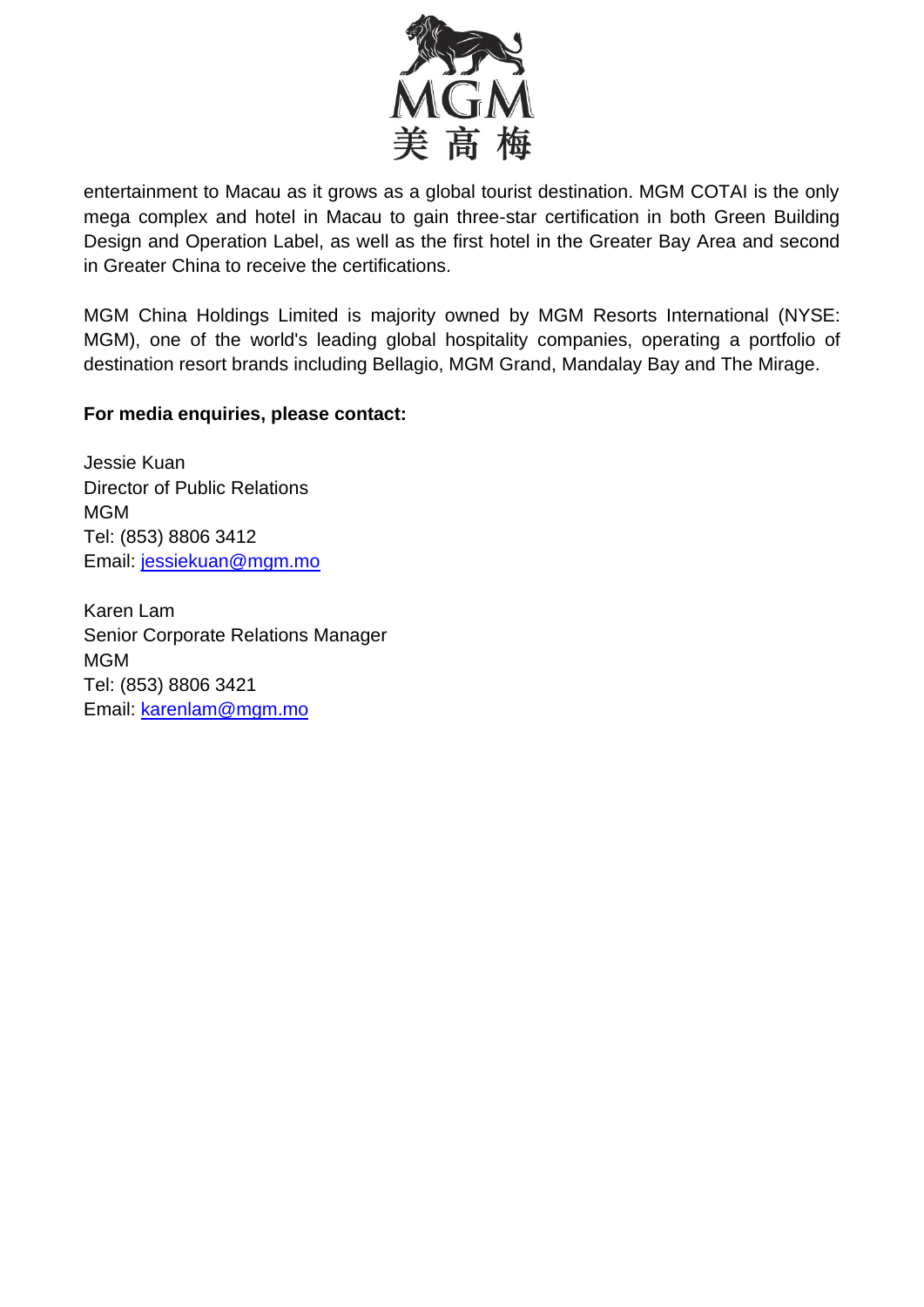entertainment to Macau as it grows as a global tourist destination. MGM COTAI is the only mega complex and hotel in Macau to gain three-star certification in both Green Building Design and Operation Label, as well as the first hotel in the Greater Bay Area and second in Greater China to receive the certifications.

MGM China Holdings Limited is majority owned by MGM Resorts International (NYSE: MGM), one of the world's leading global hospitality companies, operating a portfolio of destination resort brands including Bellagio, MGM Grand, Mandalay Bay and The Mirage.

**For media enquiries, please contact:**

Jessie Kuan
Director of Public Relations
MGM
Tel: (853) 8806 3412
Email: jessiekuan@mgm.mo

Karen Lam
Senior Corporate Relations Manager
MGM
Tel: (853) 8806 3421
Email: karenlam@mgm.mo